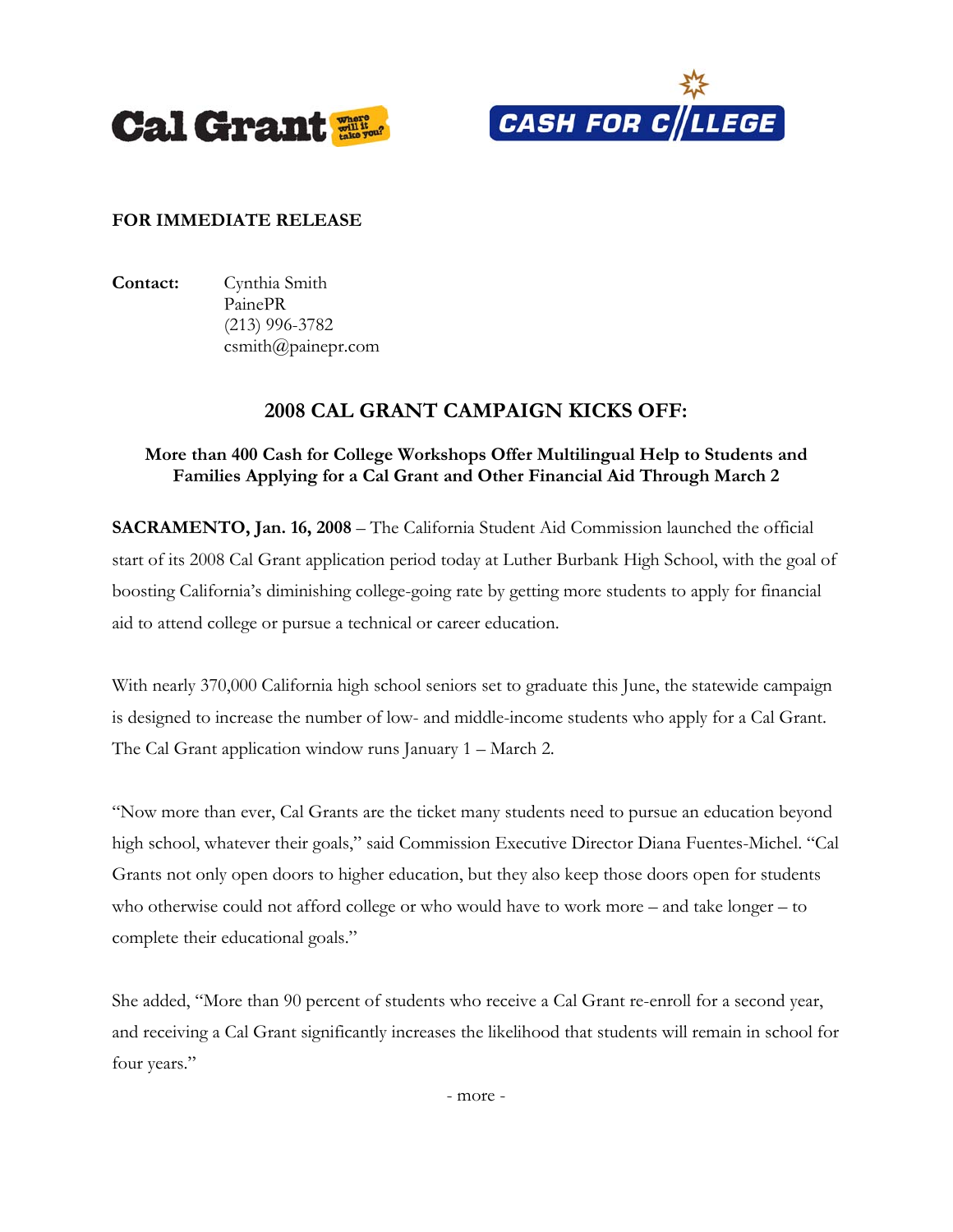Cal Grant — where will it take you?

CASH FOR COLLEGE

**FOR IMMEDIATE RELEASE**

**Contact:** Cynthia Smith
PainePR
(213) 996-3782
csmith@painepr.com

## 2008 CAL GRANT CAMPAIGN KICKS OFF:

### More than 400 Cash for College Workshops Offer Multilingual Help to Students and Families Applying for a Cal Grant and Other Financial Aid Through March 2

**SACRAMENTO, Jan. 16, 2008** – The California Student Aid Commission launched the official start of its 2008 Cal Grant application period today at Luther Burbank High School, with the goal of boosting California's diminishing college-going rate by getting more students to apply for financial aid to attend college or pursue a technical or career education.

With nearly 370,000 California high school seniors set to graduate this June, the statewide campaign is designed to increase the number of low- and middle-income students who apply for a Cal Grant. The Cal Grant application window runs January 1 – March 2.

"Now more than ever, Cal Grants are the ticket many students need to pursue an education beyond high school, whatever their goals," said Commission Executive Director Diana Fuentes-Michel. "Cal Grants not only open doors to higher education, but they also keep those doors open for students who otherwise could not afford college or who would have to work more – and take longer – to complete their educational goals."

She added, "More than 90 percent of students who receive a Cal Grant re-enroll for a second year, and receiving a Cal Grant significantly increases the likelihood that students will remain in school for four years."

- more -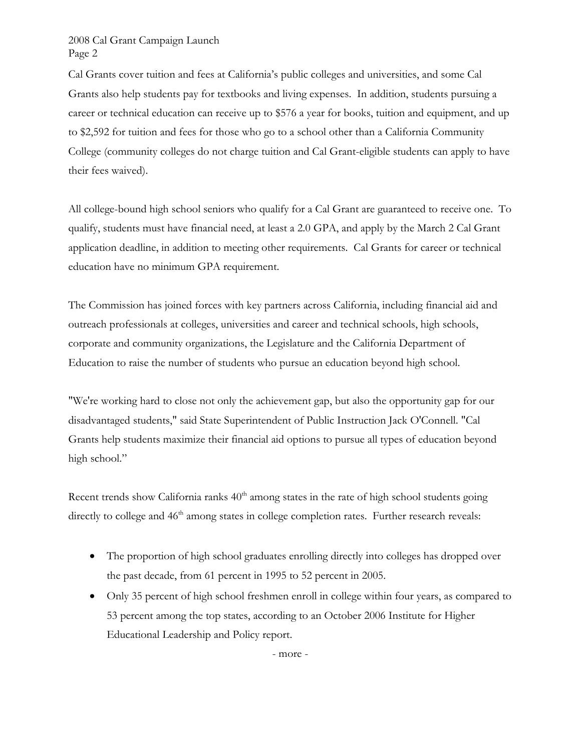Cal Grants cover tuition and fees at California's public colleges and universities, and some Cal Grants also help students pay for textbooks and living expenses. In addition, students pursuing a career or technical education can receive up to $576 a year for books, tuition and equipment, and up to $2,592 for tuition and fees for those who go to a school other than a California Community College (community colleges do not charge tuition and Cal Grant-eligible students can apply to have their fees waived).

All college-bound high school seniors who qualify for a Cal Grant are guaranteed to receive one. To qualify, students must have financial need, at least a 2.0 GPA, and apply by the March 2 Cal Grant application deadline, in addition to meeting other requirements. Cal Grants for career or technical education have no minimum GPA requirement.

The Commission has joined forces with key partners across California, including financial aid and outreach professionals at colleges, universities and career and technical schools, high schools, corporate and community organizations, the Legislature and the California Department of Education to raise the number of students who pursue an education beyond high school.

"We're working hard to close not only the achievement gap, but also the opportunity gap for our disadvantaged students," said State Superintendent of Public Instruction Jack O'Connell. "Cal Grants help students maximize their financial aid options to pursue all types of education beyond high school."

Recent trends show California ranks 40th among states in the rate of high school students going directly to college and 46th among states in college completion rates. Further research reveals:

- The proportion of high school graduates enrolling directly into colleges has dropped over the past decade, from 61 percent in 1995 to 52 percent in 2005.
- Only 35 percent of high school freshmen enroll in college within four years, as compared to 53 percent among the top states, according to an October 2006 Institute for Higher Educational Leadership and Policy report.

- more -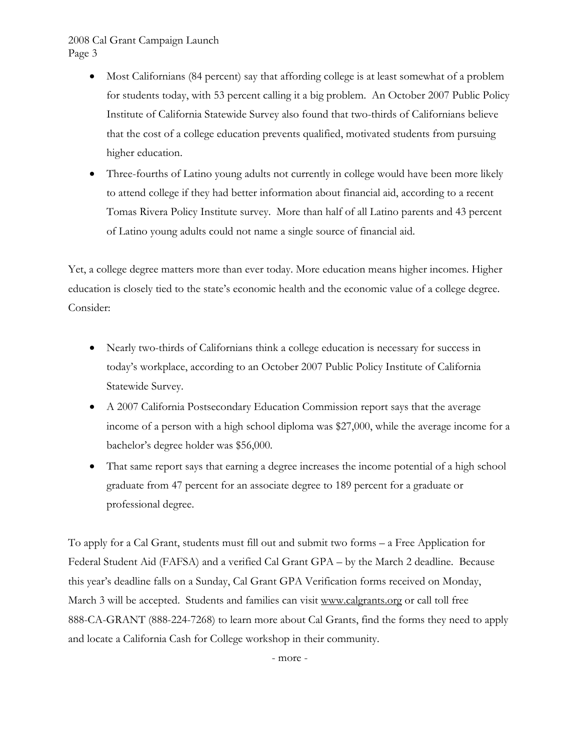- Most Californians (84 percent) say that affording college is at least somewhat of a problem for students today, with 53 percent calling it a big problem. An October 2007 Public Policy Institute of California Statewide Survey also found that two-thirds of Californians believe that the cost of a college education prevents qualified, motivated students from pursuing higher education.
- Three-fourths of Latino young adults not currently in college would have been more likely to attend college if they had better information about financial aid, according to a recent Tomas Rivera Policy Institute survey. More than half of all Latino parents and 43 percent of Latino young adults could not name a single source of financial aid.

Yet, a college degree matters more than ever today. More education means higher incomes. Higher education is closely tied to the state's economic health and the economic value of a college degree. Consider:

- Nearly two-thirds of Californians think a college education is necessary for success in today's workplace, according to an October 2007 Public Policy Institute of California Statewide Survey.
- A 2007 California Postsecondary Education Commission report says that the average income of a person with a high school diploma was $27,000, while the average income for a bachelor's degree holder was $56,000.
- That same report says that earning a degree increases the income potential of a high school graduate from 47 percent for an associate degree to 189 percent for a graduate or professional degree.

To apply for a Cal Grant, students must fill out and submit two forms – a Free Application for Federal Student Aid (FAFSA) and a verified Cal Grant GPA – by the March 2 deadline. Because this year's deadline falls on a Sunday, Cal Grant GPA Verification forms received on Monday, March 3 will be accepted. Students and families can visit www.calgrants.org or call toll free 888-CA-GRANT (888-224-7268) to learn more about Cal Grants, find the forms they need to apply and locate a California Cash for College workshop in their community.

- more -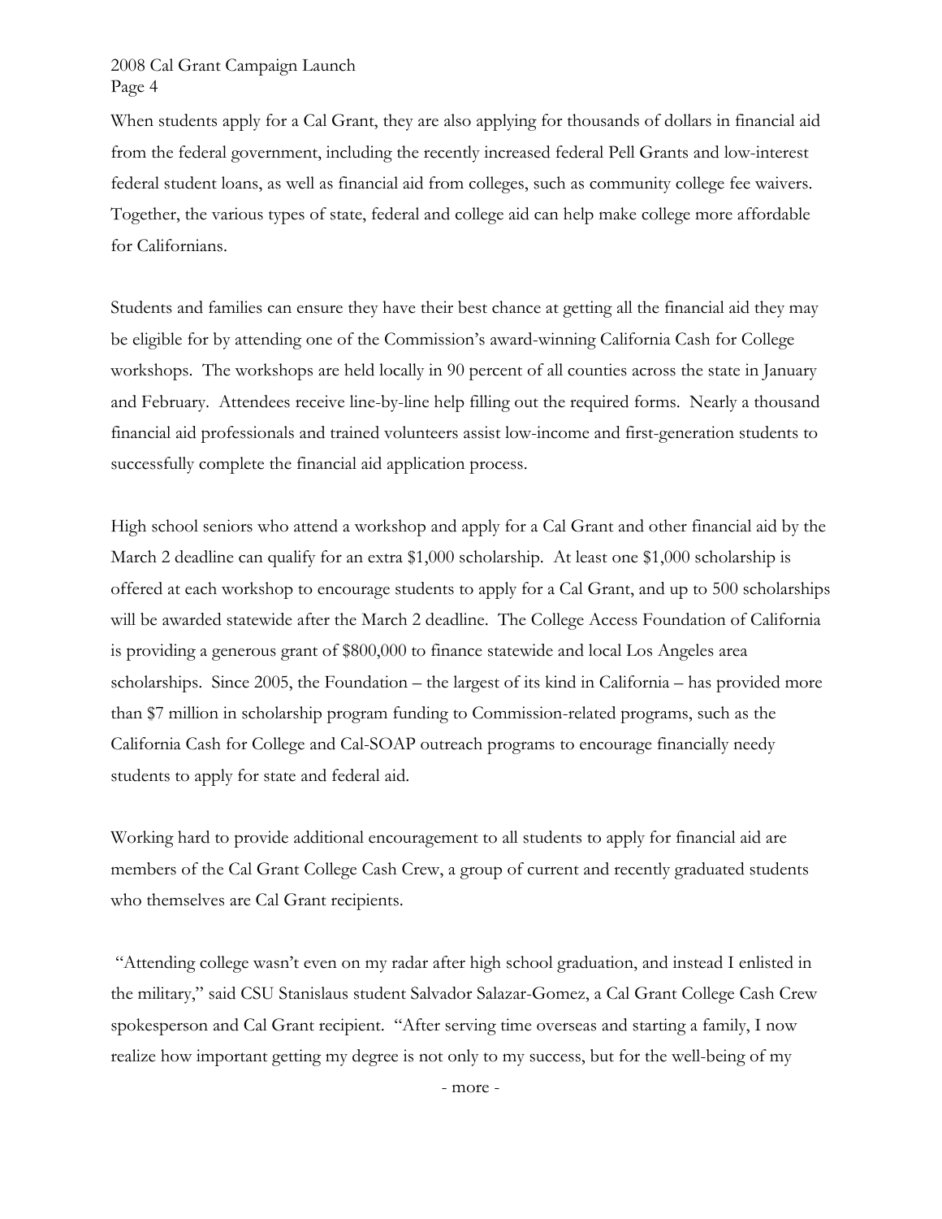When students apply for a Cal Grant, they are also applying for thousands of dollars in financial aid from the federal government, including the recently increased federal Pell Grants and low-interest federal student loans, as well as financial aid from colleges, such as community college fee waivers. Together, the various types of state, federal and college aid can help make college more affordable for Californians.

Students and families can ensure they have their best chance at getting all the financial aid they may be eligible for by attending one of the Commission's award-winning California Cash for College workshops. The workshops are held locally in 90 percent of all counties across the state in January and February. Attendees receive line-by-line help filling out the required forms. Nearly a thousand financial aid professionals and trained volunteers assist low-income and first-generation students to successfully complete the financial aid application process.

High school seniors who attend a workshop and apply for a Cal Grant and other financial aid by the March 2 deadline can qualify for an extra $1,000 scholarship. At least one $1,000 scholarship is offered at each workshop to encourage students to apply for a Cal Grant, and up to 500 scholarships will be awarded statewide after the March 2 deadline. The College Access Foundation of California is providing a generous grant of $800,000 to finance statewide and local Los Angeles area scholarships. Since 2005, the Foundation – the largest of its kind in California – has provided more than $7 million in scholarship program funding to Commission-related programs, such as the California Cash for College and Cal-SOAP outreach programs to encourage financially needy students to apply for state and federal aid.

Working hard to provide additional encouragement to all students to apply for financial aid are members of the Cal Grant College Cash Crew, a group of current and recently graduated students who themselves are Cal Grant recipients.

"Attending college wasn't even on my radar after high school graduation, and instead I enlisted in the military," said CSU Stanislaus student Salvador Salazar-Gomez, a Cal Grant College Cash Crew spokesperson and Cal Grant recipient. "After serving time overseas and starting a family, I now realize how important getting my degree is not only to my success, but for the well-being of my

- more -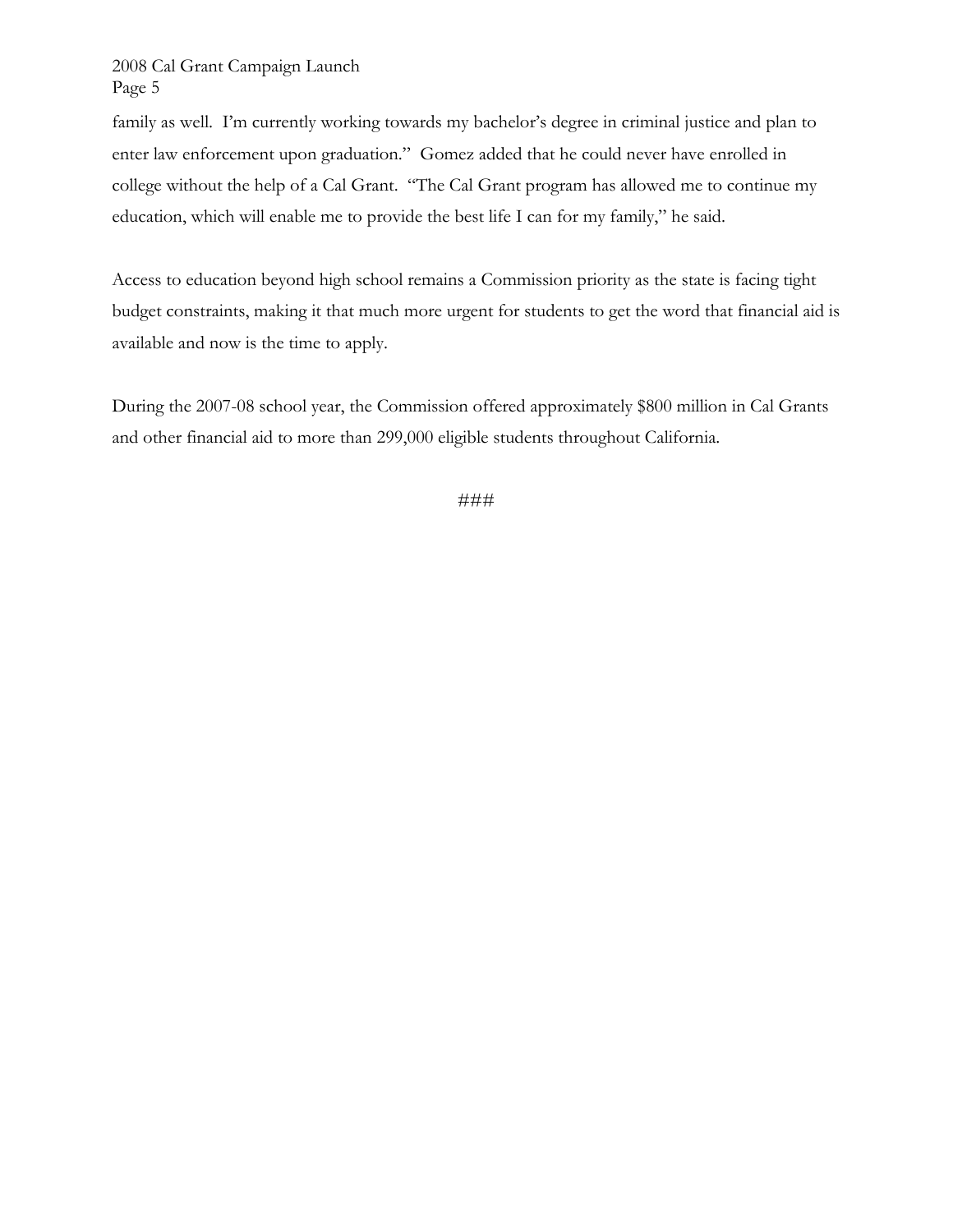family as well. I'm currently working towards my bachelor's degree in criminal justice and plan to enter law enforcement upon graduation." Gomez added that he could never have enrolled in college without the help of a Cal Grant. "The Cal Grant program has allowed me to continue my education, which will enable me to provide the best life I can for my family," he said.

Access to education beyond high school remains a Commission priority as the state is facing tight budget constraints, making it that much more urgent for students to get the word that financial aid is available and now is the time to apply.

During the 2007-08 school year, the Commission offered approximately $800 million in Cal Grants and other financial aid to more than 299,000 eligible students throughout California.

###